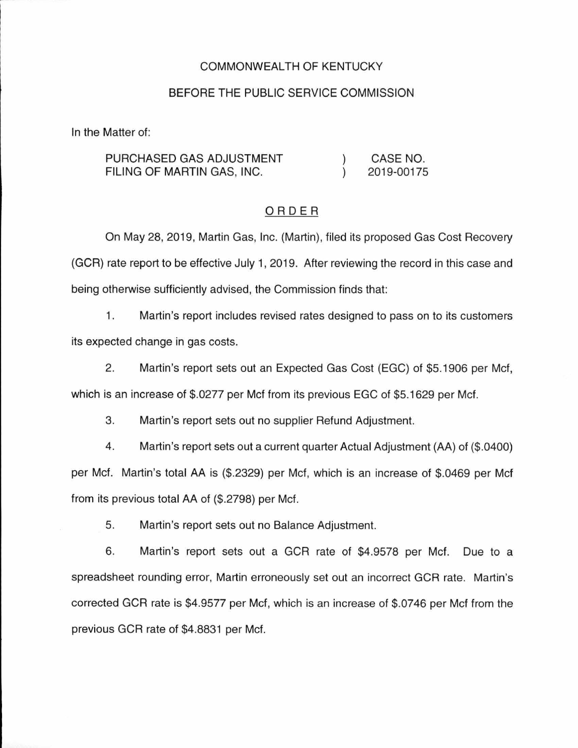COMMONWEALTH OF KENTUCKY

BEFORE THE PUBLIC SERVICE COMMISSION

In the Matter of:

| | | |
|---|---|---|
| PURCHASED GAS ADJUSTMENT FILING OF MARTIN GAS, INC. | ) ) | CASE NO. 2019-00175 |

## ORDER

On May 28, 2019, Martin Gas, Inc. (Martin), filed its proposed Gas Cost Recovery (GCR) rate report to be effective July 1, 2019. After reviewing the record in this case and being otherwise sufficiently advised, the Commission finds that:

1. Martin's report includes revised rates designed to pass on to its customers its expected change in gas costs.

2. Martin's report sets out an Expected Gas Cost (EGC) of $5.1906 per Mcf, which is an increase of $.0277 per Mcf from its previous EGC of $5.1629 per Mcf.

3. Martin's report sets out no supplier Refund Adjustment.

4. Martin's report sets out a current quarter Actual Adjustment (AA) of ($.0400) per Mcf. Martin's total AA is ($.2329) per Mcf, which is an increase of $.0469 per Mcf from its previous total AA of ($.2798) per Mcf.

5. Martin's report sets out no Balance Adjustment.

6. Martin's report sets out a GCR rate of $4.9578 per Mcf. Due to a spreadsheet rounding error, Martin erroneously set out an incorrect GCR rate. Martin's corrected GCR rate is $4.9577 per Mcf, which is an increase of $.0746 per Mcf from the previous GCR rate of $4.8831 per Mcf.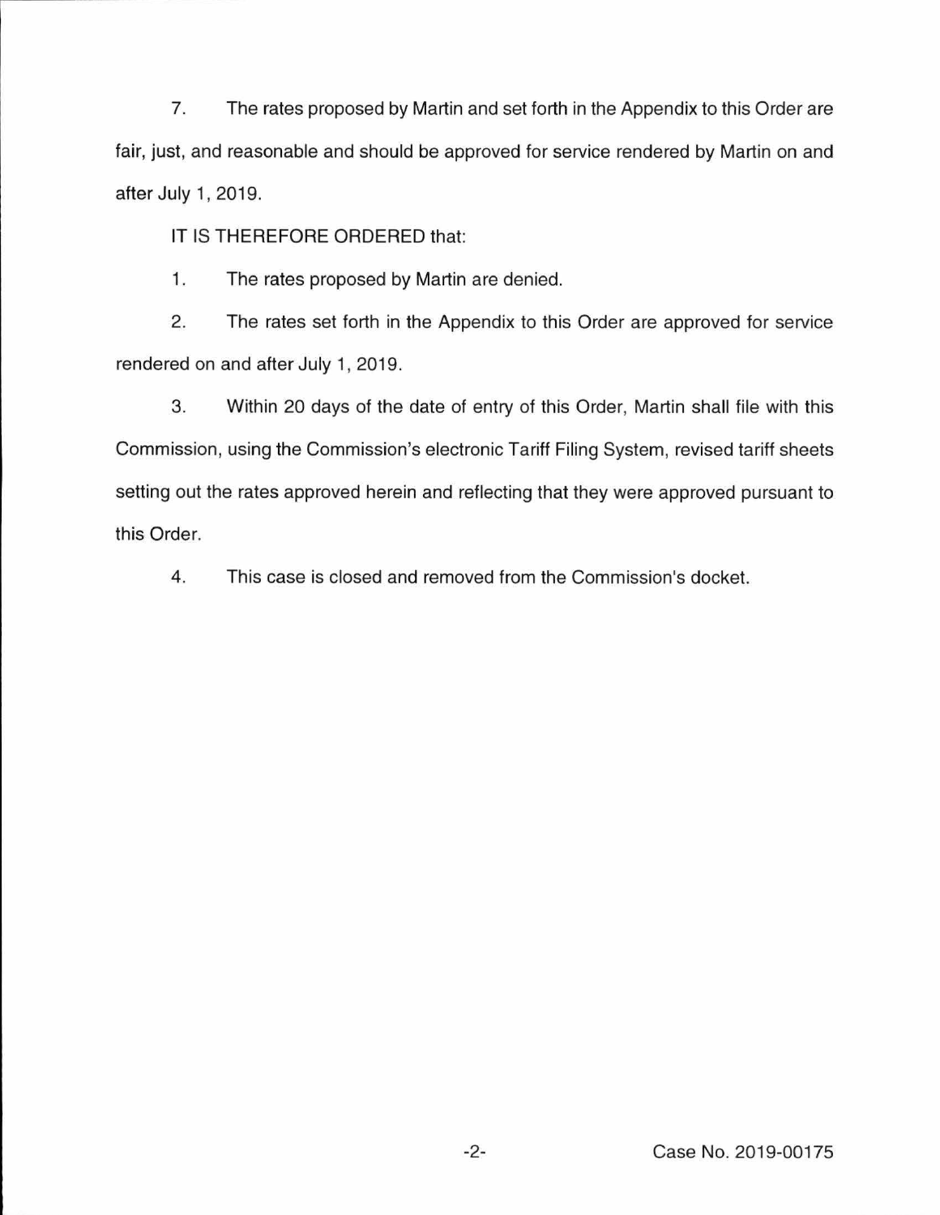7. The rates proposed by Martin and set forth in the Appendix to this Order are fair, just, and reasonable and should be approved for service rendered by Martin on and after July 1, 2019.

IT IS THEREFORE ORDERED that:

1. The rates proposed by Martin are denied.

2. The rates set forth in the Appendix to this Order are approved for service rendered on and after July 1, 2019.

3. Within 20 days of the date of entry of this Order, Martin shall file with this Commission, using the Commission's electronic Tariff Filing System, revised tariff sheets setting out the rates approved herein and reflecting that they were approved pursuant to this Order.

4. This case is closed and removed from the Commission's docket.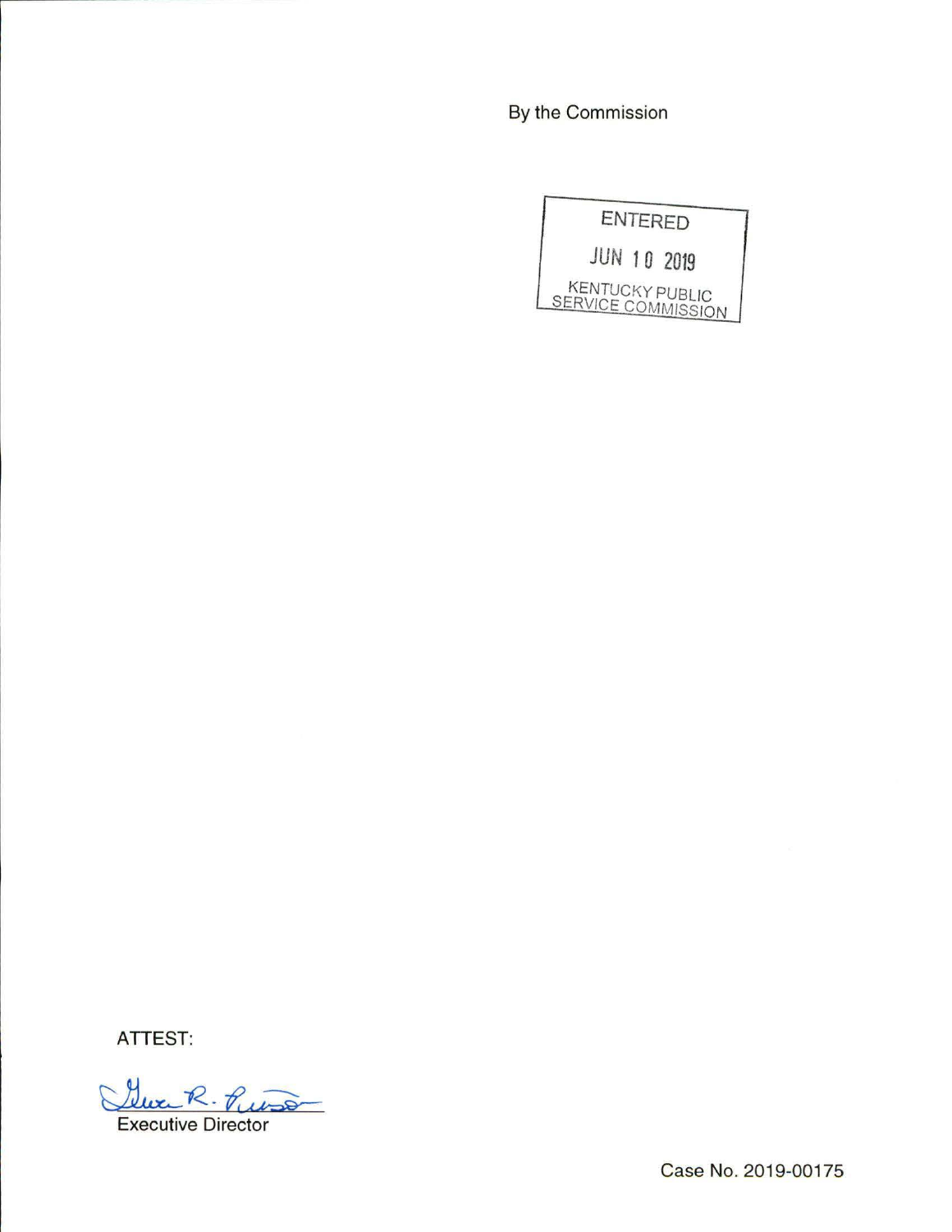By the Commission

ENTERED

JUN 10 2019

KENTUCKY PUBLIC SERVICE COMMISSION

ATTEST:

Executive Director

Case No. 2019-00175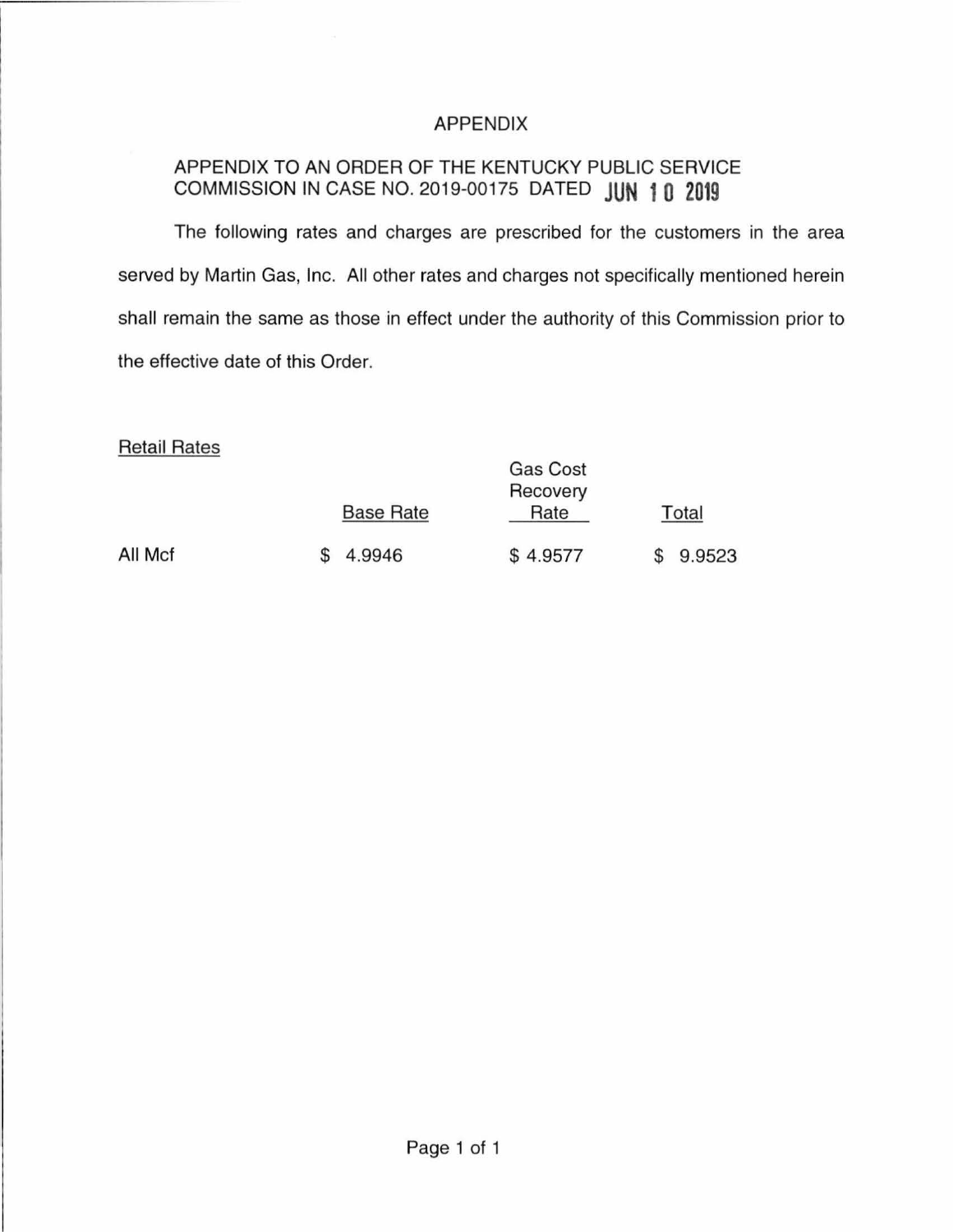# APPENDIX

APPENDIX TO AN ORDER OF THE KENTUCKY PUBLIC SERVICE COMMISSION IN CASE NO. 2019-00175 DATED JUN 10 2019

The following rates and charges are prescribed for the customers in the area served by Martin Gas, Inc. All other rates and charges not specifically mentioned herein shall remain the same as those in effect under the authority of this Commission prior to the effective date of this Order.

Retail Rates

| | Base Rate | Gas Cost Recovery Rate | Total |
|---|---|---|---|
| All Mcf | $ 4.9946 | $ 4.9577 | $ 9.9523 |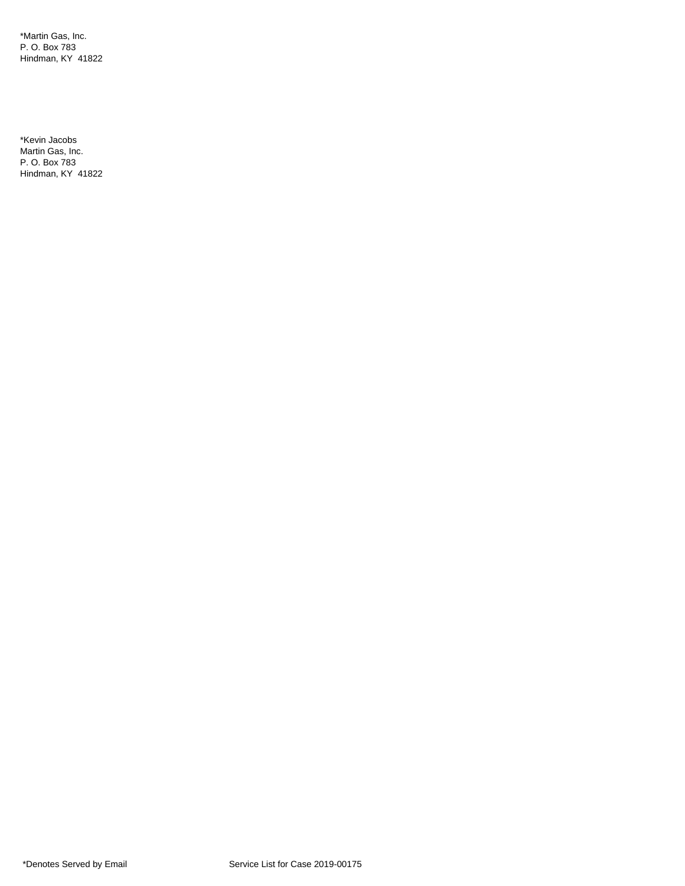*Martin Gas, Inc.
P. O. Box 783
Hindman, KY  41822

*Kevin Jacobs
Martin Gas, Inc.
P. O. Box 783
Hindman, KY  41822